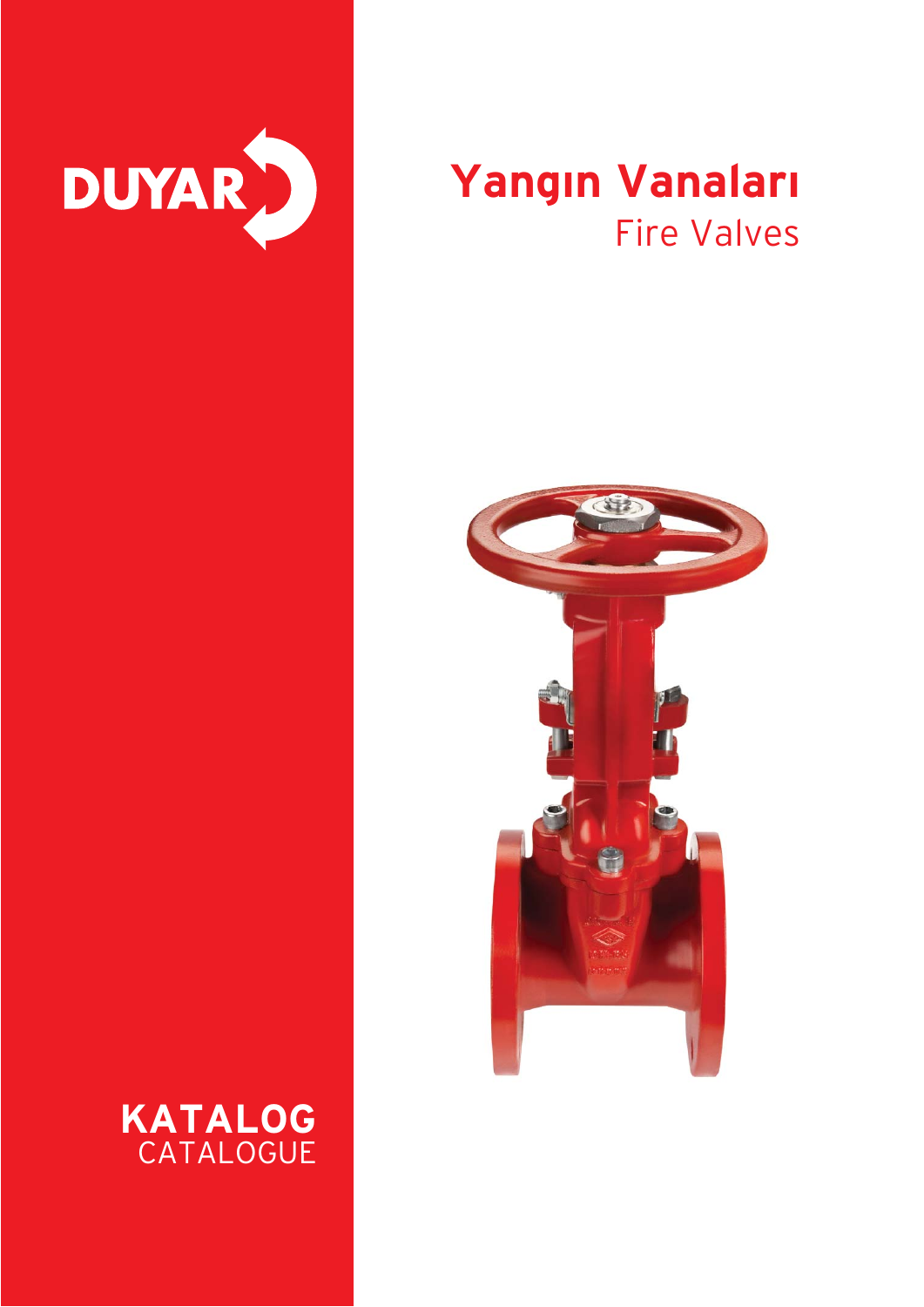DUYAR

# Yangın Vanaları

## Fire Valves

**KATALOG**
CATALOGUE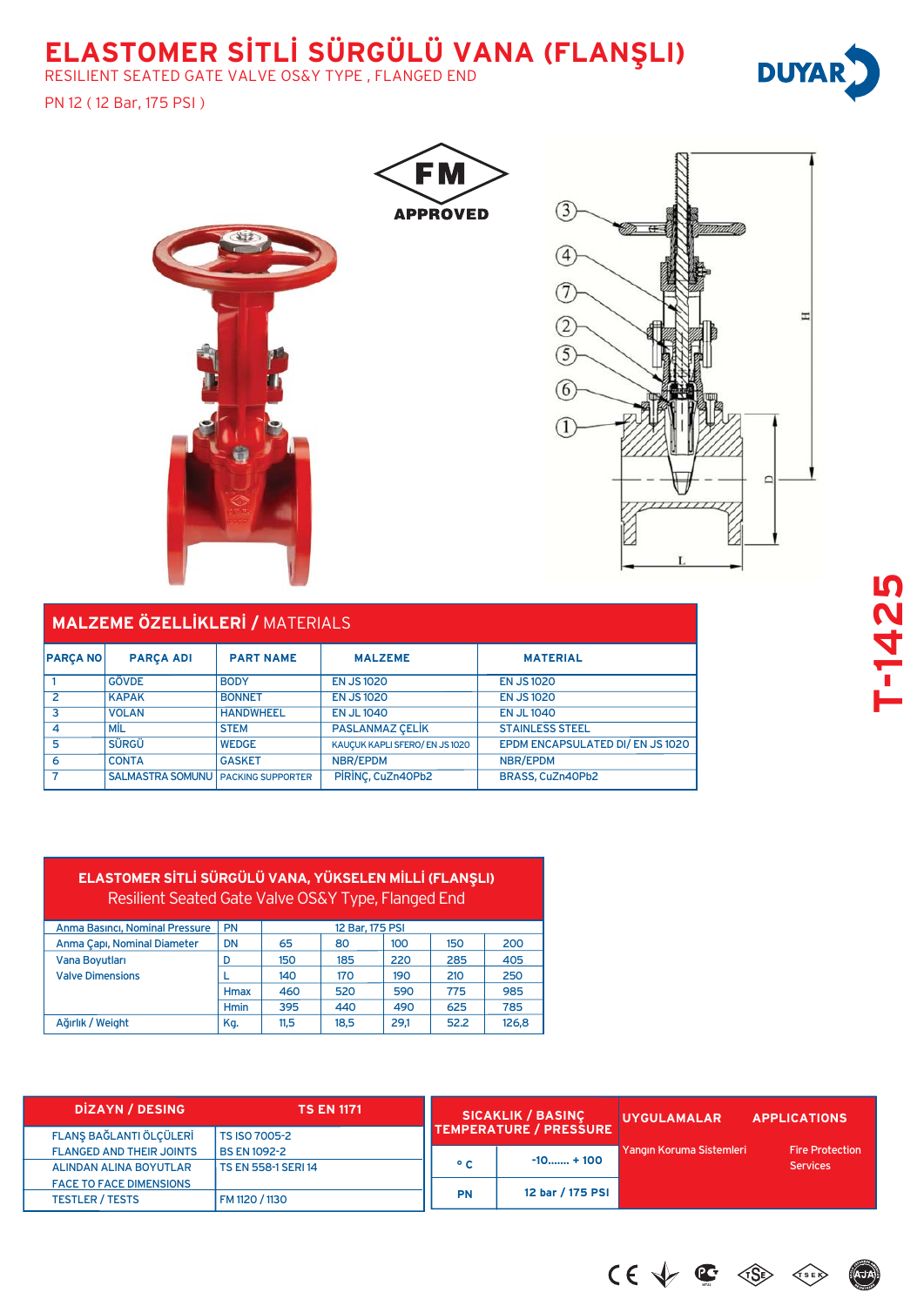# ELASTOMER SİTLİ SÜRGÜLÜ VANA (FLANŞLI)

RESILIENT SEATED GATE VALVE OS&Y TYPE , FLANGED END

PN 12 ( 12 Bar, 175 PSI )

DUYAR

FM APPROVED

T-1425

## MALZEME ÖZELLİKLERİ / MATERIALS

| PARÇA NO | PARÇA ADI | PART NAME | MALZEME | MATERIAL |
|---|---|---|---|---|
| 1 | GÖVDE | BODY | EN JS 1020 | EN JS 1020 |
| 2 | KAPAK | BONNET | EN JS 1020 | EN JS 1020 |
| 3 | VOLAN | HANDWHEEL | EN JL 1040 | EN JL 1040 |
| 4 | MİL | STEM | PASLANMAZ ÇELİK | STAINLESS STEEL |
| 5 | SÜRGÜ | WEDGE | KAUÇUK KAPLI SFERO/ EN JS 1020 | EPDM ENCAPSULATED DI/ EN JS 1020 |
| 6 | CONTA | GASKET | NBR/EPDM | NBR/EPDM |
| 7 | SALMASTRA SOMUNU | PACKING SUPPORTER | PİRİNÇ, CuZn40Pb2 | BRASS, CuZn40Pb2 |

## ELASTOMER SİTLİ SÜRGÜLÜ VANA, YÜKSELEN MİLLİ (FLANŞLI)

Resilient Seated Gate Valve OS&Y Type, Flanged End

| | | | | | | |
|---|---|---|---|---|---|---|
| Anma Basıncı, Nominal Pressure | PN | 12 Bar, 175 PSI | | | | |
| Anma Çapı, Nominal Diameter | DN | 65 | 80 | 100 | 150 | 200 |
| Vana Boyutları Valve Dimensions | D | 150 | 185 | 220 | 285 | 405 |
| | L | 140 | 170 | 190 | 210 | 250 |
| | Hmax | 460 | 520 | 590 | 775 | 985 |
| | Hmin | 395 | 440 | 490 | 625 | 785 |
| Ağırlık / Weight | Kg. | 11,5 | 18,5 | 29,1 | 52.2 | 126,8 |

| DİZAYN / DESING | TS EN 1171 |
|---|---|
| FLANŞ BAĞLANTI ÖLÇÜLERİ FLANGED AND THEIR JOINTS | TS ISO 7005-2 BS EN 1092-2 |
| ALINDAN ALINA BOYUTLAR FACE TO FACE DIMENSIONS | TS EN 558-1 SERI 14 |
| TESTLER / TESTS | FM 1120 / 1130 |

| SICAKLIK / BASINÇ TEMPERATURE / PRESSURE | |
|---|---|
| ° C | -10....... + 100 |
| PN | 12 bar / 175 PSI |

| UYGULAMALAR | APPLICATIONS |
|---|---|
| Yangın Koruma Sistemleri | Fire Protection Services |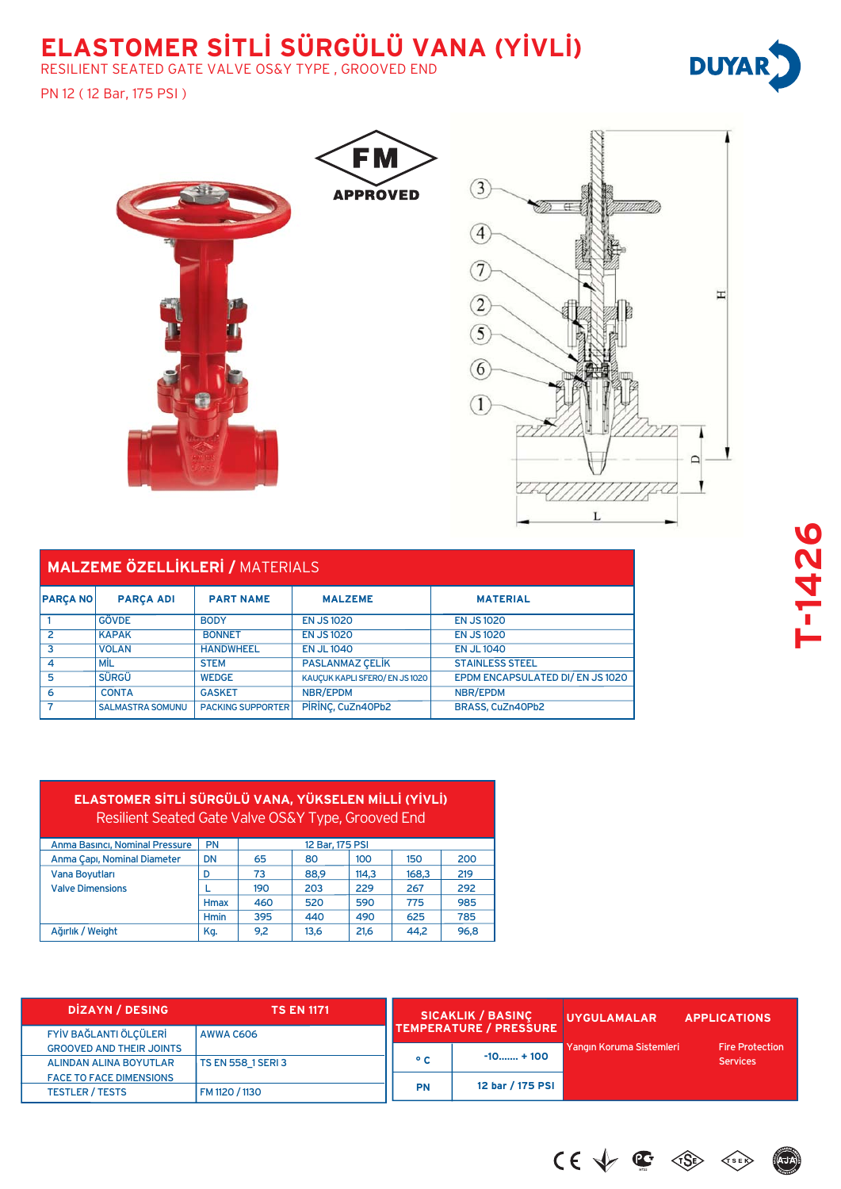# ELASTOMER SİTLİ SÜRGÜLÜ VANA (YİVLİ)

RESILIENT SEATED GATE VALVE OS&Y TYPE , GROOVED END

PN 12 ( 12 Bar, 175 PSI )

DUYAR

FM APPROVED

T-1426

## MALZEME ÖZELLİKLERİ / MATERIALS

| PARÇA NO | PARÇA ADI | PART NAME | MALZEME | MATERIAL |
|---|---|---|---|---|
| 1 | GÖVDE | BODY | EN JS 1020 | EN JS 1020 |
| 2 | KAPAK | BONNET | EN JS 1020 | EN JS 1020 |
| 3 | VOLAN | HANDWHEEL | EN JL 1040 | EN JL 1040 |
| 4 | MİL | STEM | PASLANMAZ ÇELİK | STAINLESS STEEL |
| 5 | SÜRGÜ | WEDGE | KAUÇUK KAPLI SFERO/ EN JS 1020 | EPDM ENCAPSULATED DI/ EN JS 1020 |
| 6 | CONTA | GASKET | NBR/EPDM | NBR/EPDM |
| 7 | SALMASTRA SOMUNU | PACKING SUPPORTER | PİRİNÇ, CuZn40Pb2 | BRASS, CuZn40Pb2 |

## ELASTOMER SİTLİ SÜRGÜLÜ VANA, YÜKSELEN MİLLİ (YİVLİ)

Resilient Seated Gate Valve OS&Y Type, Grooved End

| | | | | | | |
|---|---|---|---|---|---|---|
| Anma Basıncı, Nominal Pressure | PN | 12 Bar, 175 PSI | | | | |
| Anma Çapı, Nominal Diameter | DN | 65 | 80 | 100 | 150 | 200 |
| Vana Boyutları Valve Dimensions | D | 73 | 88,9 | 114,3 | 168,3 | 219 |
| | L | 190 | 203 | 229 | 267 | 292 |
| | Hmax | 460 | 520 | 590 | 775 | 985 |
| | Hmin | 395 | 440 | 490 | 625 | 785 |
| Ağırlık / Weight | Kg. | 9,2 | 13,6 | 21,6 | 44,2 | 96,8 |

| DİZAYN / DESING | TS EN 1171 |
|---|---|
| FYİV BAĞLANTI ÖLÇÜLERİ GROOVED AND THEIR JOINTS | AWWA C606 |
| ALINDAN ALINA BOYUTLAR FACE TO FACE DIMENSIONS | TS EN 558_1 SERI 3 |
| TESTLER / TESTS | FM 1120 / 1130 |

| SICAKLIK / BASINÇ TEMPERATURE / PRESSURE | |
|---|---|
| ° C | -10....... + 100 |
| PN | 12 bar / 175 PSI |

| UYGULAMALAR | APPLICATIONS |
|---|---|
| Yangın Koruma Sistemleri | Fire Protection Services |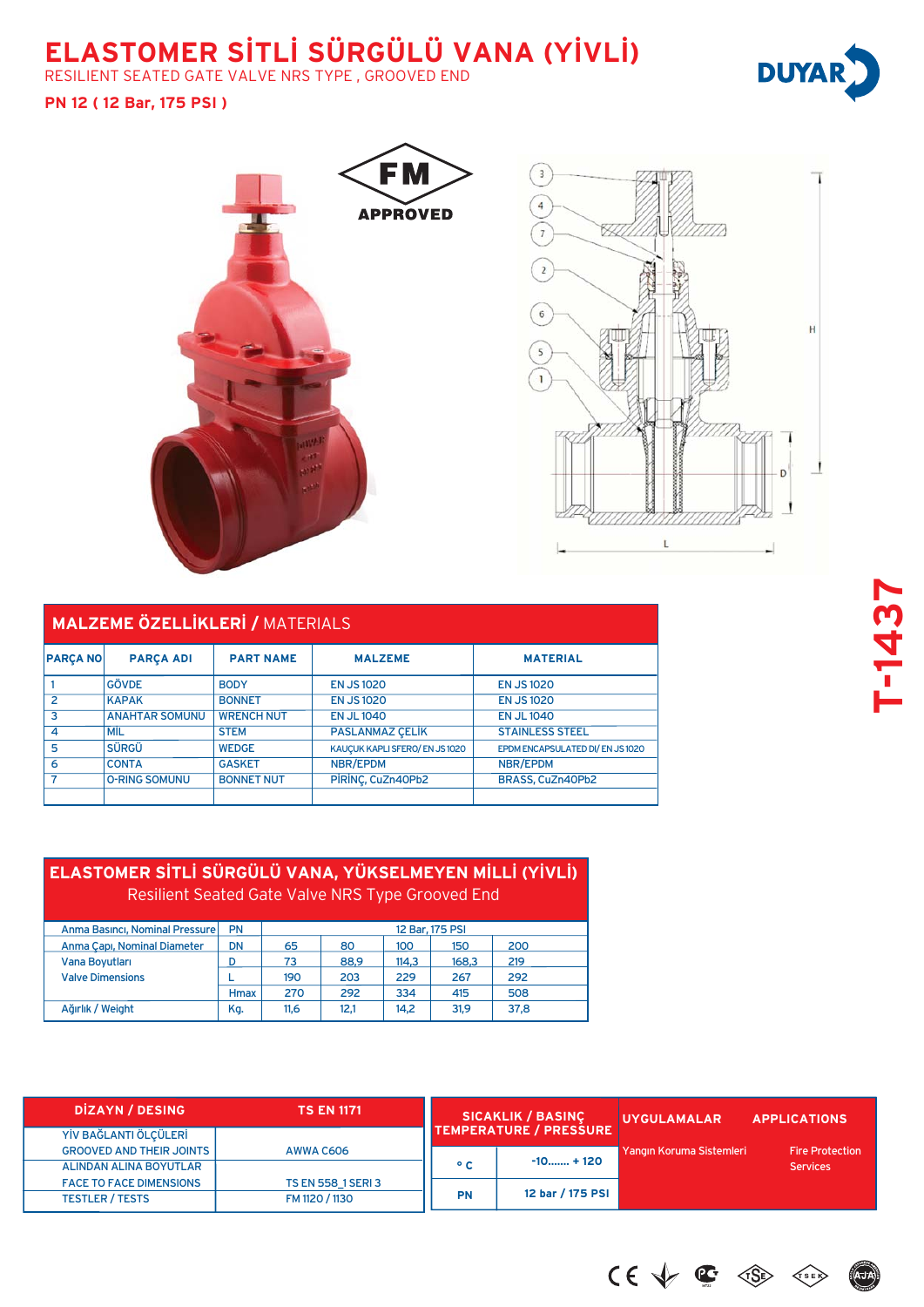# ELASTOMER SİTLİ SÜRGÜLÜ VANA (YİVLİ)

RESILIENT SEATED GATE VALVE NRS TYPE , GROOVED END

**PN 12 ( 12 Bar, 175 PSI )**

DUYAR

FM APPROVED

T-1437

## MALZEME ÖZELLİKLERİ / MATERIALS

| PARÇA NO | PARÇA ADI | PART NAME | MALZEME | MATERIAL |
|---|---|---|---|---|
| 1 | GÖVDE | BODY | EN JS 1020 | EN JS 1020 |
| 2 | KAPAK | BONNET | EN JS 1020 | EN JS 1020 |
| 3 | ANAHTAR SOMUNU | WRENCH NUT | EN JL 1040 | EN JL 1040 |
| 4 | MİL | STEM | PASLANMAZ ÇELİK | STAINLESS STEEL |
| 5 | SÜRGÜ | WEDGE | KAUÇUK KAPLI SFERO/ EN JS 1020 | EPDM ENCAPSULATED DI/ EN JS 1020 |
| 6 | CONTA | GASKET | NBR/EPDM | NBR/EPDM |
| 7 | O-RING SOMUNU | BONNET NUT | PİRİNÇ, CuZn40Pb2 | BRASS, CuZn40Pb2 |

## ELASTOMER SİTLİ SÜRGÜLÜ VANA, YÜKSELMEYEN MİLLİ (YİVLİ)

Resilient Seated Gate Valve NRS Type Grooved End

| | | | | | | |
|---|---|---|---|---|---|---|
| Anma Basıncı, Nominal Pressure | PN | 12 Bar, 175 PSI | | | | |
| Anma Çapı, Nominal Diameter | DN | 65 | 80 | 100 | 150 | 200 |
| Vana Boyutları Valve Dimensions | D | 73 | 88,9 | 114,3 | 168,3 | 219 |
| | L | 190 | 203 | 229 | 267 | 292 |
| | Hmax | 270 | 292 | 334 | 415 | 508 |
| Ağırlık / Weight | Kg. | 11,6 | 12,1 | 14,2 | 31,9 | 37,8 |

| DİZAYN / DESING | TS EN 1171 |
|---|---|
| YİV BAĞLANTI ÖLÇÜLERİ GROOVED AND THEIR JOINTS | AWWA C606 |
| ALINDAN ALINA BOYUTLAR FACE TO FACE DIMENSIONS | TS EN 558_1 SERI 3 |
| TESTLER / TESTS | FM 1120 / 1130 |

| SICAKLIK / BASINÇ TEMPERATURE / PRESSURE | |
|---|---|
| ° C | -10....... + 120 |
| PN | 12 bar / 175 PSI |

| UYGULAMALAR | APPLICATIONS |
|---|---|
| Yangın Koruma Sistemleri | Fire Protection Services |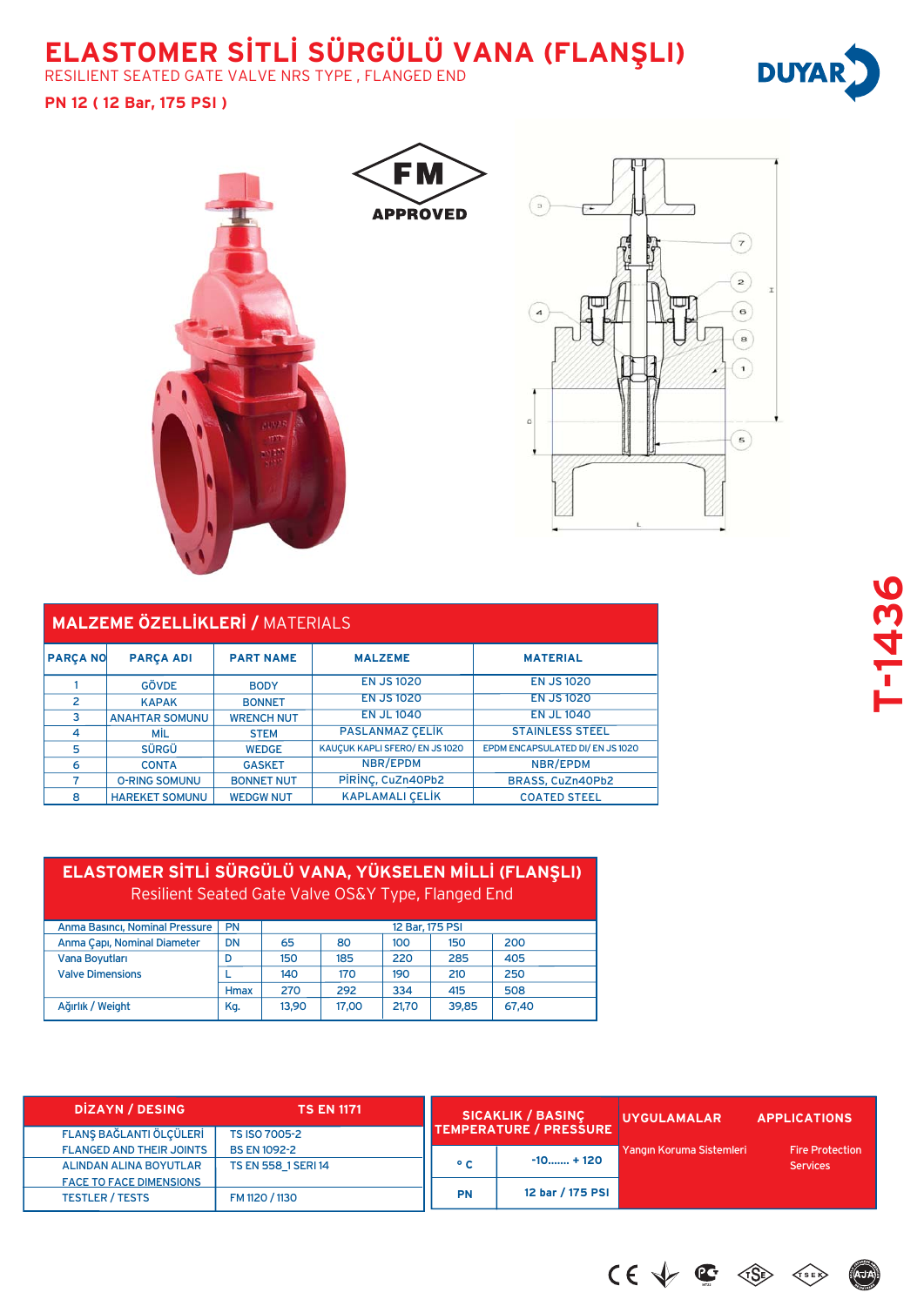# ELASTOMER SİTLİ SÜRGÜLÜ VANA (FLANŞLI)

RESILIENT SEATED GATE VALVE NRS TYPE , FLANGED END

**PN 12 ( 12 Bar, 175 PSI )**

DUYAR

FM APPROVED

T-1436

## MALZEME ÖZELLİKLERİ / MATERIALS

| PARÇA NO | PARÇA ADI | PART NAME | MALZEME | MATERIAL |
|---|---|---|---|---|
| 1 | GÖVDE | BODY | EN JS 1020 | EN JS 1020 |
| 2 | KAPAK | BONNET | EN JS 1020 | EN JS 1020 |
| 3 | ANAHTAR SOMUNU | WRENCH NUT | EN JL 1040 | EN JL 1040 |
| 4 | MİL | STEM | PASLANMAZ ÇELİK | STAINLESS STEEL |
| 5 | SÜRGÜ | WEDGE | KAUÇUK KAPLI SFERO/ EN JS 1020 | EPDM ENCAPSULATED DI/ EN JS 1020 |
| 6 | CONTA | GASKET | NBR/EPDM | NBR/EPDM |
| 7 | O-RING SOMUNU | BONNET NUT | PİRİNÇ, CuZn40Pb2 | BRASS, CuZn40Pb2 |
| 8 | HAREKET SOMUNU | WEDGW NUT | KAPLAMALI ÇELİK | COATED STEEL |

## ELASTOMER SİTLİ SÜRGÜLÜ VANA, YÜKSELEN MİLLİ (FLANŞLI)

Resilient Seated Gate Valve OS&Y Type, Flanged End

| | | | | | | |
|---|---|---|---|---|---|---|
| Anma Basıncı, Nominal Pressure | PN | 12 Bar, 175 PSI | | | | |
| Anma Çapı, Nominal Diameter | DN | 65 | 80 | 100 | 150 | 200 |
| Vana Boyutları Valve Dimensions | D | 150 | 185 | 220 | 285 | 405 |
| | L | 140 | 170 | 190 | 210 | 250 |
| | Hmax | 270 | 292 | 334 | 415 | 508 |
| Ağırlık / Weight | Kg. | 13,90 | 17,00 | 21,70 | 39,85 | 67,40 |

| DİZAYN / DESING | TS EN 1171 |
|---|---|
| FLANŞ BAĞLANTI ÖLÇÜLERİ FLANGED AND THEIR JOINTS | TS ISO 7005-2 BS EN 1092-2 |
| ALINDAN ALINA BOYUTLAR FACE TO FACE DIMENSIONS | TS EN 558_1 SERI 14 |
| TESTLER / TESTS | FM 1120 / 1130 |

| SICAKLIK / BASINÇ TEMPERATURE / PRESSURE | |
|---|---|
| ° C | -10....... + 120 |
| PN | 12 bar / 175 PSI |

| UYGULAMALAR | APPLICATIONS |
|---|---|
| Yangın Koruma Sistemleri | Fire Protection Services |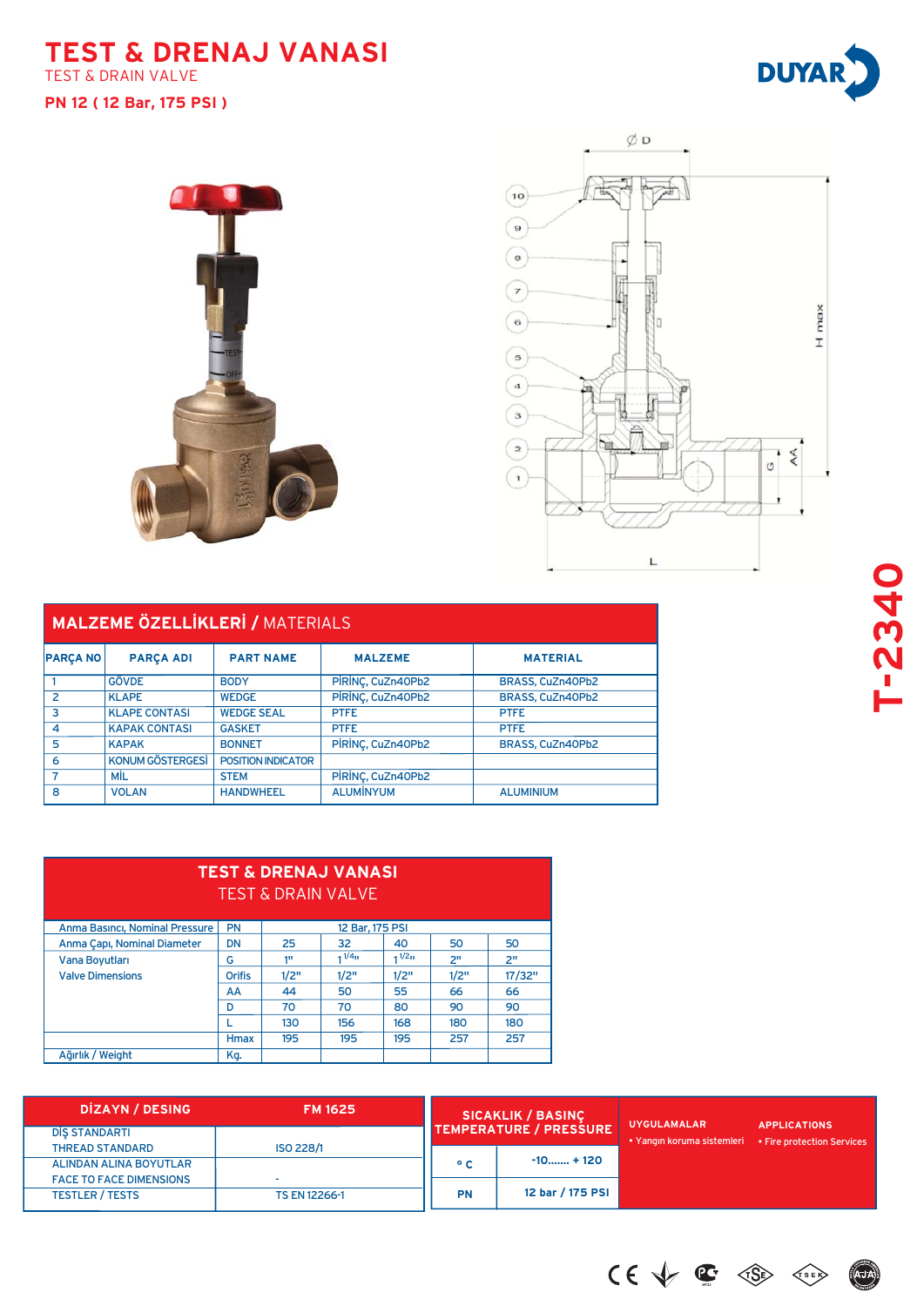# TEST & DRENAJ VANASI

TEST & DRAIN VALVE

**PN 12 ( 12 Bar, 175 PSI )**

DUYAR

T-2340

## MALZEME ÖZELLİKLERİ / MATERIALS

| PARÇA NO | PARÇA ADI | PART NAME | MALZEME | MATERIAL |
|---|---|---|---|---|
| 1 | GÖVDE | BODY | PİRİNÇ, CuZn40Pb2 | BRASS, CuZn40Pb2 |
| 2 | KLAPE | WEDGE | PİRİNÇ, CuZn40Pb2 | BRASS, CuZn40Pb2 |
| 3 | KLAPE CONTASI | WEDGE SEAL | PTFE | PTFE |
| 4 | KAPAK CONTASI | GASKET | PTFE | PTFE |
| 5 | KAPAK | BONNET | PİRİNÇ, CuZn40Pb2 | BRASS, CuZn40Pb2 |
| 6 | KONUM GÖSTERGESİ | POSITION INDICATOR | | |
| 7 | MİL | STEM | PİRİNÇ, CuZn40Pb2 | |
| 8 | VOLAN | HANDWHEEL | ALUMİNYUM | ALUMINIUM |

## TEST & DRENAJ VANASI
TEST & DRAIN VALVE

| | | | | | | |
|---|---|---|---|---|---|---|
| Anma Basıncı, Nominal Pressure | PN | 12 Bar, 175 PSI | | | | |
| Anma Çapı, Nominal Diameter | DN | 25 | 32 | 40 | 50 | 50 |
| Vana Boyutları Valve Dimensions | G | 1" | 1 1/4" | 1 1/2" | 2" | 2" |
| | Orifis | 1/2" | 1/2" | 1/2" | 1/2" | 17/32" |
| | AA | 44 | 50 | 55 | 66 | 66 |
| | D | 70 | 70 | 80 | 90 | 90 |
| | L | 130 | 156 | 168 | 180 | 180 |
| | Hmax | 195 | 195 | 195 | 257 | 257 |
| Ağırlık / Weight | Kg. | | | | | |

| DİZAYN / DESING | FM 1625 |
|---|---|
| DIŞ STANDARTI THREAD STANDARD | ISO 228/1 |
| ALINDAN ALINA BOYUTLAR FACE TO FACE DIMENSIONS | - |
| TESTLER / TESTS | TS EN 12266-1 |

| SICAKLIK / BASINÇ TEMPERATURE / PRESSURE | |
|---|---|
| ° C | -10....... + 120 |
| PN | 12 bar / 175 PSI |

**UYGULAMALAR**
- Yangın koruma sistemleri

**APPLICATIONS**
- Fire protection Services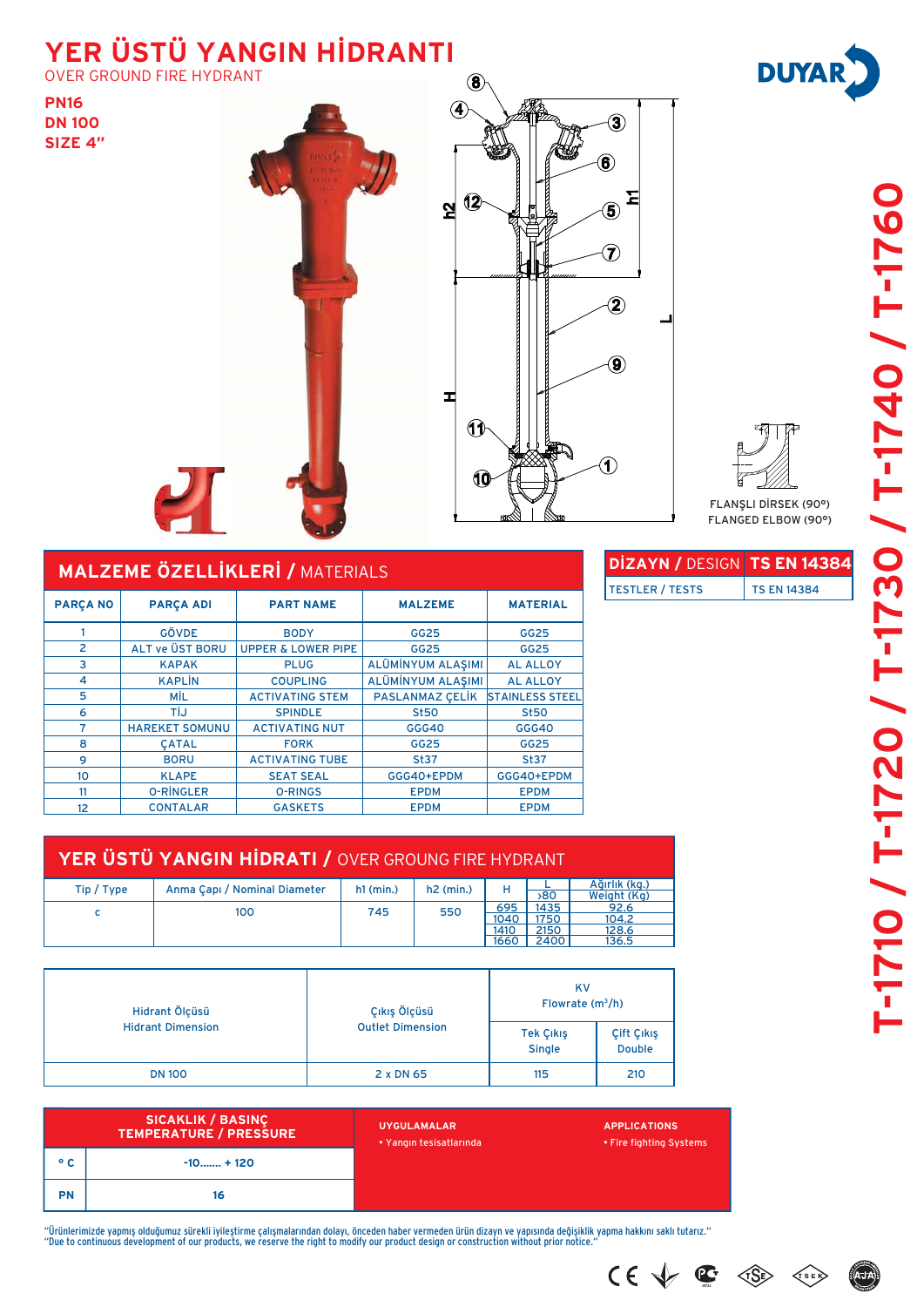# YER ÜSTÜ YANGIN HİDRANTI

OVER GROUND FIRE HYDRANT

**PN16**
**DN 100**
**SIZE 4"**

DUYAR

T-1710 / T-1720 / T-1730 / T-1740 / T-1760

FLANŞLI DİRSEK (90°)
FLANGED ELBOW (90°)

| DİZAYN / DESIGN | TS EN 14384 |
|---|---|
| TESTLER / TESTS | TS EN 14384 |

## MALZEME ÖZELLİKLERİ / MATERIALS

| PARÇA NO | PARÇA ADI | PART NAME | MALZEME | MATERIAL |
|---|---|---|---|---|
| 1 | GÖVDE | BODY | GG25 | GG25 |
| 2 | ALT ve ÜST BORU | UPPER & LOWER PIPE | GG25 | GG25 |
| 3 | KAPAK | PLUG | ALÜMİNYUM ALAŞIMI | AL ALLOY |
| 4 | KAPLİN | COUPLING | ALÜMİNYUM ALAŞIMI | AL ALLOY |
| 5 | MİL | ACTIVATING STEM | PASLANMAZ ÇELİK | STAINLESS STEEL |
| 6 | TİJ | SPINDLE | St50 | St50 |
| 7 | HAREKET SOMUNU | ACTIVATING NUT | GGG40 | GGG40 |
| 8 | ÇATAL | FORK | GG25 | GG25 |
| 9 | BORU | ACTIVATING TUBE | St37 | St37 |
| 10 | KLAPE | SEAT SEAL | GGG40+EPDM | GGG40+EPDM |
| 11 | O-RİNGLER | O-RINGS | EPDM | EPDM |
| 12 | CONTALAR | GASKETS | EPDM | EPDM |

## YER ÜSTÜ YANGIN HİDRATI / OVER GROUNG FIRE HYDRANT

| Tip / Type | Anma Çapı / Nominal Diameter | h1 (min.) | h2 (min.) | H | L ›80 | Ağırlık (kg.) Weight (Kg) |
|---|---|---|---|---|---|---|
| c | 100 | 745 | 550 | 695 | 1435 | 92.6 |
| | | | | 1040 | 1750 | 104.2 |
| | | | | 1410 | 2150 | 128.6 |
| | | | | 1660 | 2400 | 136.5 |

| Hidrant Ölçüsü Hidrant Dimension | Çıkış Ölçüsü Outlet Dimension | KV Flowrate ($m^3$/h) | |
|---|---|---|---|
| | | Tek Çıkış Single | Çift Çıkış Double |
| DN 100 | 2 x DN 65 | 115 | 210 |

| SICAKLIK / BASINÇ TEMPERATURE / PRESSURE | |
|---|---|
| ° C | -10....... + 120 |
| PN | 16 |

**UYGULAMALAR**
- Yangın tesisatlarında

**APPLICATIONS**
- Fire fighting Systems

"Ürünlerimizde yapmış olduğumuz sürekli iyileştirme çalışmalarından dolayı, önceden haber vermeden ürün dizayn ve yapısında değişiklik yapma hakkını saklı tutarız."
"Due to continuous development of our products, we reserve the right to modify our product design or construction without prior notice."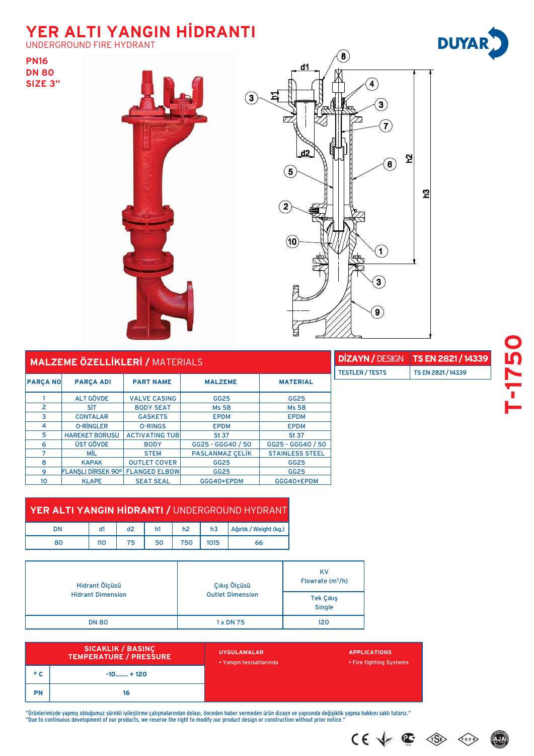# YER ALTI YANGIN HİDRANTI

UNDERGROUND FIRE HYDRANT

**PN16**
**DN 80**
**SIZE 3"**

T-1750

## MALZEME ÖZELLİKLERİ / MATERIALS

| PARÇA NO | PARÇA ADI | PART NAME | MALZEME | MATERIAL |
|---|---|---|---|---|
| 1 | ALT GÖVDE | VALVE CASING | GG25 | GG25 |
| 2 | SİT | BODY SEAT | Ms 58 | Ms 58 |
| 3 | CONTALAR | GASKETS | EPDM | EPDM |
| 4 | O-RİNGLER | O-RINGS | EPDM | EPDM |
| 5 | HAREKET BORUSU | ACTIVATING TUB | St 37 | St 37 |
| 6 | ÜST GÖVDE | BODY | GG25 - GGG40 / 50 | GG25 - GGG40 / 50 |
| 7 | MİL | STEM | PASLANMAZ ÇELİK | STAINLESS STEEL |
| 8 | KAPAK | OUTLET COVER | GG25 | GG25 |
| 9 | FLANŞLI DİRSEK 90° | FLANGED ELBOW | GG25 | GG25 |
| 10 | KLAPE | SEAT SEAL | GGG40+EPDM | GGG40+EPDM |

| DİZAYN / DESIGN | TS EN 2821 / 14339 |
|---|---|
| TESTLER / TESTS | TS EN 2821 / 14339 |

## YER ALTI YANGIN HİDRANTI / UNDERGROUND HYDRANT

| DN | d1 | d2 | h1 | h2 | h3 | Ağırlık / Weight (kg.) |
|---|---|---|---|---|---|---|
| 80 | 110 | 75 | 50 | 750 | 1015 | 66 |

| Hidrant Ölçüsü Hidrant Dimension | Çıkış Ölçüsü Outlet Dimension | KV Flowrate (m³/h) Tek Çıkış Single |
|---|---|---|
| DN 80 | 1 x DN 75 | 120 |

| SICAKLIK / BASINÇ TEMPERATURE / PRESSURE | |
|---|---|
| ° C | -10....... + 120 |
| PN | 16 |

**UYGULAMALAR**
- Yangın tesisatlarında

**APPLICATIONS**
- Fire fighting Systems

"Ürünlerimizde yapmış olduğumuz sürekli iyileştirme çalışmalarından dolayı, önceden haber vermeden ürün dizayn ve yapısında değişiklik yapma hakkını saklı tutarız."
"Due to continuous development of our products, we reserve the right to modify our product design or construction without prior notice."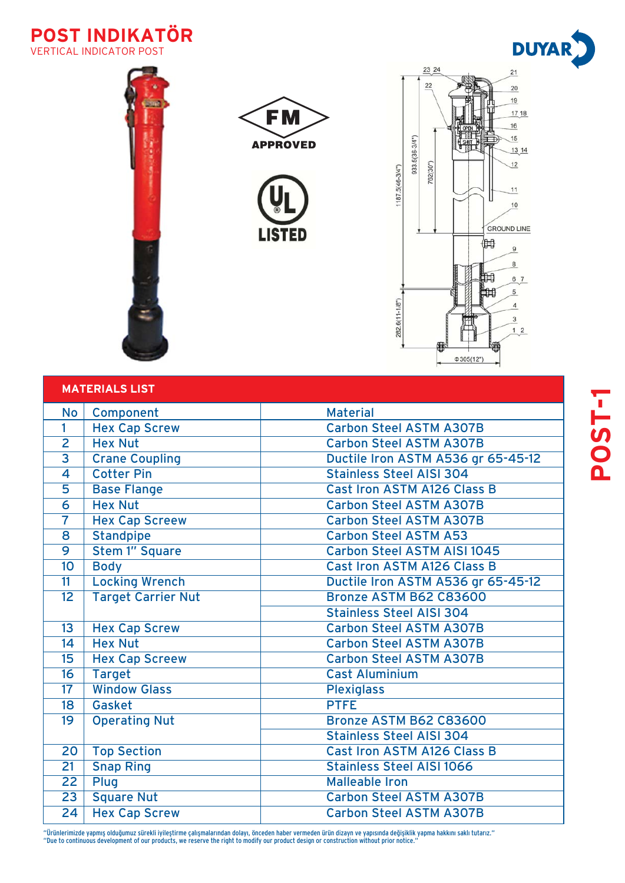# POST INDIKATÖR

VERTICAL INDICATOR POST

FM APPROVED

UL LISTED

POST-1

| MATERIALS LIST | | |
|---|---|---|
| No | Component | Material |
| 1 | Hex Cap Screw | Carbon Steel ASTM A307B |
| 2 | Hex Nut | Carbon Steel ASTM A307B |
| 3 | Crane Coupling | Ductile Iron ASTM A536 gr 65-45-12 |
| 4 | Cotter Pin | Stainless Steel AISI 304 |
| 5 | Base Flange | Cast Iron ASTM A126 Class B |
| 6 | Hex Nut | Carbon Steel ASTM A307B |
| 7 | Hex Cap Screew | Carbon Steel ASTM A307B |
| 8 | Standpipe | Carbon Steel ASTM A53 |
| 9 | Stem 1" Square | Carbon Steel ASTM AISI 1045 |
| 10 | Body | Cast Iron ASTM A126 Class B |
| 11 | Locking Wrench | Ductile Iron ASTM A536 gr 65-45-12 |
| 12 | Target Carrier Nut | Bronze ASTM B62 C83600 |
| | | Stainless Steel AISI 304 |
| 13 | Hex Cap Screw | Carbon Steel ASTM A307B |
| 14 | Hex Nut | Carbon Steel ASTM A307B |
| 15 | Hex Cap Screew | Carbon Steel ASTM A307B |
| 16 | Target | Cast Aluminium |
| 17 | Window Glass | Plexiglass |
| 18 | Gasket | PTFE |
| 19 | Operating Nut | Bronze ASTM B62 C83600 |
| | | Stainless Steel AISI 304 |
| 20 | Top Section | Cast Iron ASTM A126 Class B |
| 21 | Snap Ring | Stainless Steel AISI 1066 |
| 22 | Plug | Malleable Iron |
| 23 | Square Nut | Carbon Steel ASTM A307B |
| 24 | Hex Cap Screw | Carbon Steel ASTM A307B |

"Ürünlerimizde yapmış olduğumuz sürekli iyileştirme çalışmalarından dolayı, önceden haber vermeden ürün dizayn ve yapısında değişiklik yapma hakkını saklı tutarız."
"Due to continuous development of our products, we reserve the right to modify our product design or construction without prior notice."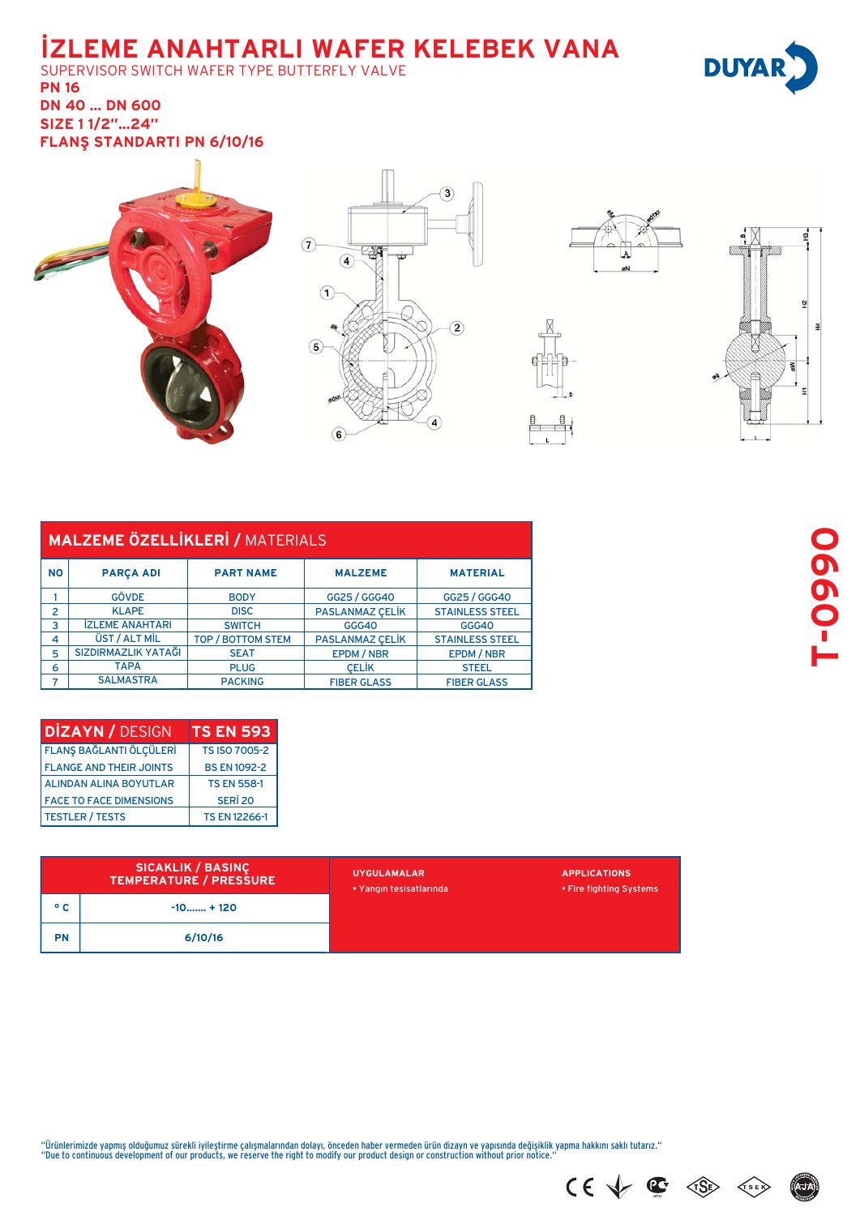# İZLEME ANAHTARLI WAFER KELEBEK VANA

SUPERVISOR SWITCH WAFER TYPE BUTTERFLY VALVE

**PN 16**

**DN 40 ... DN 600**

**SIZE 1 1/2"...24"**

**FLANŞ STANDARTI PN 6/10/16**

**T-0990**

## MALZEME ÖZELLİKLERİ / MATERIALS

| NO | PARÇA ADI | PART NAME | MALZEME | MATERIAL |
|---|---|---|---|---|
| 1 | GÖVDE | BODY | GG25 / GGG40 | GG25 / GGG40 |
| 2 | KLAPE | DISC | PASLANMAZ ÇELİK | STAINLESS STEEL |
| 3 | İZLEME ANAHTARI | SWITCH | GGG40 | GGG40 |
| 4 | ÜST / ALT MİL | TOP / BOTTOM STEM | PASLANMAZ ÇELİK | STAINLESS STEEL |
| 5 | SIZDIRMAZLIK YATAĞI | SEAT | EPDM / NBR | EPDM / NBR |
| 6 | TAPA | PLUG | ÇELİK | STEEL |
| 7 | SALMASTRA | PACKING | FIBER GLASS | FIBER GLASS |

| DİZAYN / DESIGN | TS EN 593 |
|---|---|
| FLANŞ BAĞLANTI ÖLÇÜLERİ | TS ISO 7005-2 |
| FLANGE AND THEIR JOINTS | BS EN 1092-2 |
| ALINDAN ALINA BOYUTLAR | TS EN 558-1 |
| FACE TO FACE DIMENSIONS | SERİ 20 |
| TESTLER / TESTS | TS EN 12266-1 |

| SICAKLIK / BASINÇ TEMPERATURE / PRESSURE | |
|---|---|
| ° C | -10....... + 120 |
| PN | 6/10/16 |

**UYGULAMALAR**
- Yangın tesisatlarında

**APPLICATIONS**
- Fire fighting Systems

"Ürünlerimizde yapmış olduğumuz sürekli iyileştirme çalışmalarından dolayı, önceden haber vermeden ürün dizayn ve yapısında değişiklik yapma hakkını saklı tutarız."
"Due to continuous development of our products, we reserve the right to modify our product design or construction without prior notice."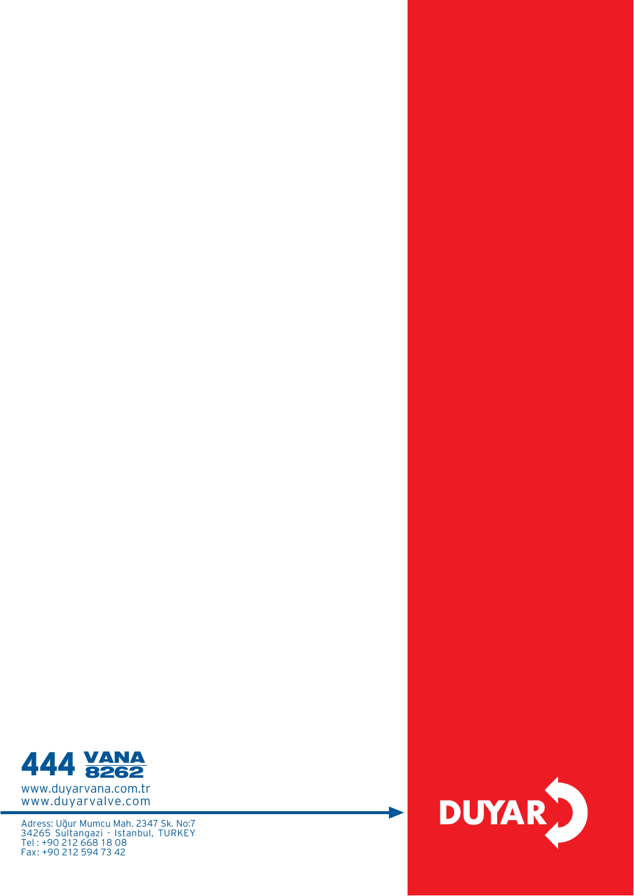444 VANA 8262

www.duyarvana.com.tr
www.duyarvalve.com

Adress: Uğur Mumcu Mah. 2347 Sk. No:7
34265 Sultangazi - Istanbul, TURKEY
Tel : +90 212 668 18 08
Fax: +90 212 594 73 42

DUYAR